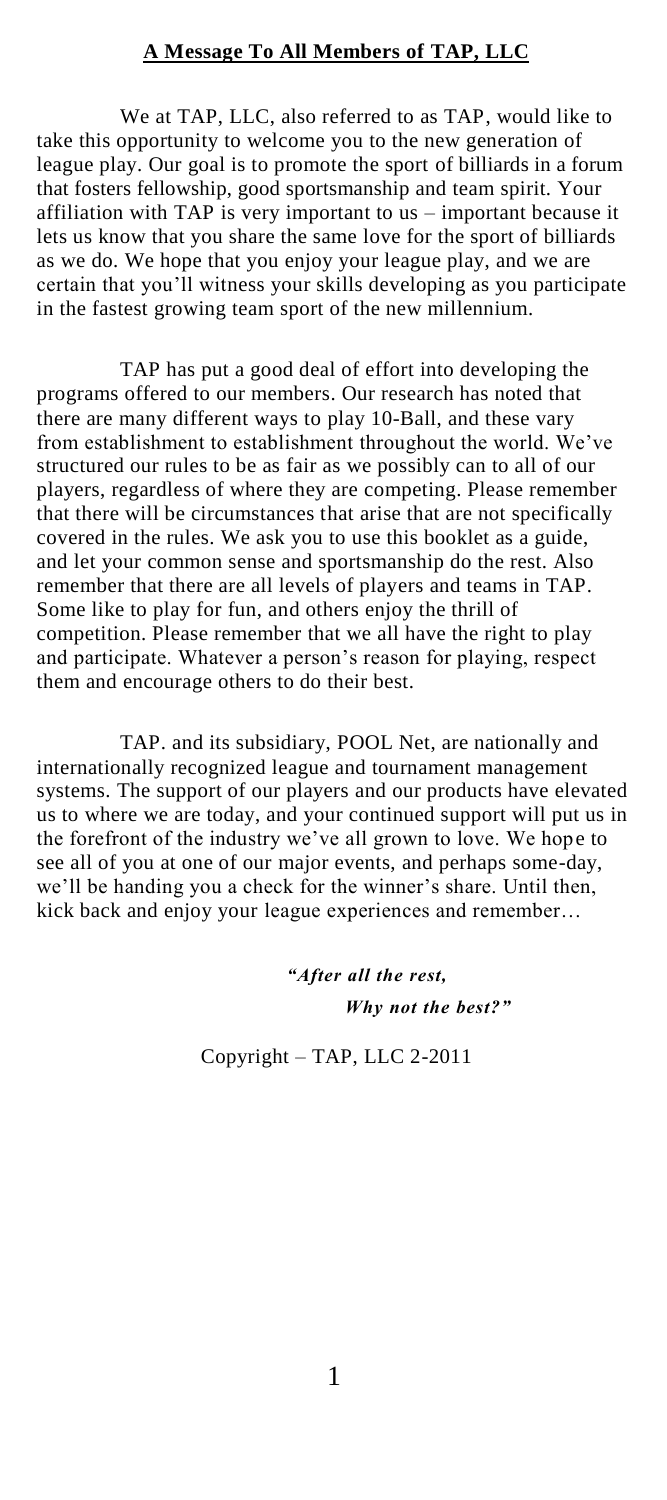## A Message To All Members of TAP, LLC

We at TAP, LLC, also referred to as TAP, would like to take this opportunity to welcome you to the new generation of league play. Our goal is to promote the sport of billiards in a forum that fosters fellowship, good sportsmanship and team spirit. Your affiliation with TAP is very important to us – important because it lets us know that you share the same love for the sport of billiards as we do. We hope that you enjoy your league play, and we are certain that you'll witness your skills developing as you participate in the fastest growing team sport of the new millennium.

TAP has put a good deal of effort into developing the programs offered to our members. Our research has noted that there are many different ways to play 10-Ball, and these vary from establishment to establishment throughout the world. We've structured our rules to be as fair as we possibly can to all of our players, regardless of where they are competing. Please remember that there will be circumstances that arise that are not specifically covered in the rules. We ask you to use this booklet as a guide, and let your common sense and sportsmanship do the rest. Also remember that there are all levels of players and teams in TAP. Some like to play for fun, and others enjoy the thrill of competition. Please remember that we all have the right to play and participate. Whatever a person's reason for playing, respect them and encourage others to do their best.

TAP. and its subsidiary, POOL Net, are nationally and internationally recognized league and tournament management systems. The support of our players and our products have elevated us to where we are today, and your continued support will put us in the forefront of the industry we've all grown to love. We hope to see all of you at one of our major events, and perhaps some-day, we'll be handing you a check for the winner's share. Until then, kick back and enjoy your league experiences and remember…

***"After all the rest,***
***Why not the best?"***

Copyright – TAP, LLC 2-2011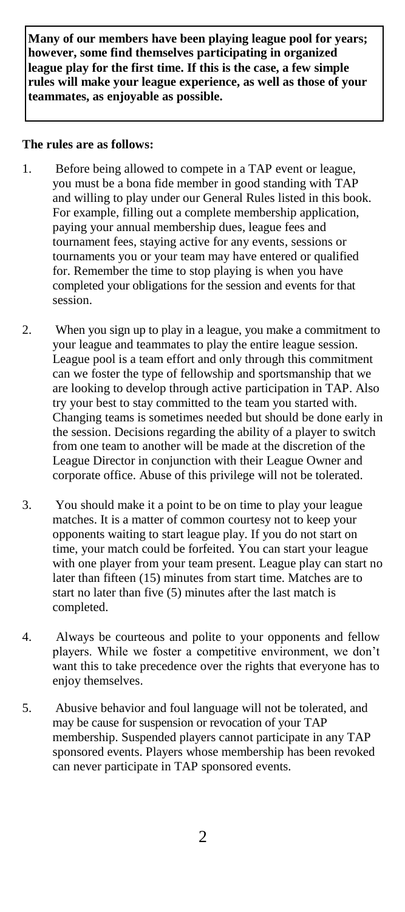**Many of our members have been playing league pool for years; however, some find themselves participating in organized league play for the first time. If this is the case, a few simple rules will make your league experience, as well as those of your teammates, as enjoyable as possible.**

**The rules are as follows:**

1. Before being allowed to compete in a TAP event or league, you must be a bona fide member in good standing with TAP and willing to play under our General Rules listed in this book. For example, filling out a complete membership application, paying your annual membership dues, league fees and tournament fees, staying active for any events, sessions or tournaments you or your team may have entered or qualified for. Remember the time to stop playing is when you have completed your obligations for the session and events for that session.

2. When you sign up to play in a league, you make a commitment to your league and teammates to play the entire league session. League pool is a team effort and only through this commitment can we foster the type of fellowship and sportsmanship that we are looking to develop through active participation in TAP. Also try your best to stay committed to the team you started with. Changing teams is sometimes needed but should be done early in the session. Decisions regarding the ability of a player to switch from one team to another will be made at the discretion of the League Director in conjunction with their League Owner and corporate office. Abuse of this privilege will not be tolerated.

3. You should make it a point to be on time to play your league matches. It is a matter of common courtesy not to keep your opponents waiting to start league play. If you do not start on time, your match could be forfeited. You can start your league with one player from your team present. League play can start no later than fifteen (15) minutes from start time. Matches are to start no later than five (5) minutes after the last match is completed.

4. Always be courteous and polite to your opponents and fellow players. While we foster a competitive environment, we don't want this to take precedence over the rights that everyone has to enjoy themselves.

5. Abusive behavior and foul language will not be tolerated, and may be cause for suspension or revocation of your TAP membership. Suspended players cannot participate in any TAP sponsored events. Players whose membership has been revoked can never participate in TAP sponsored events.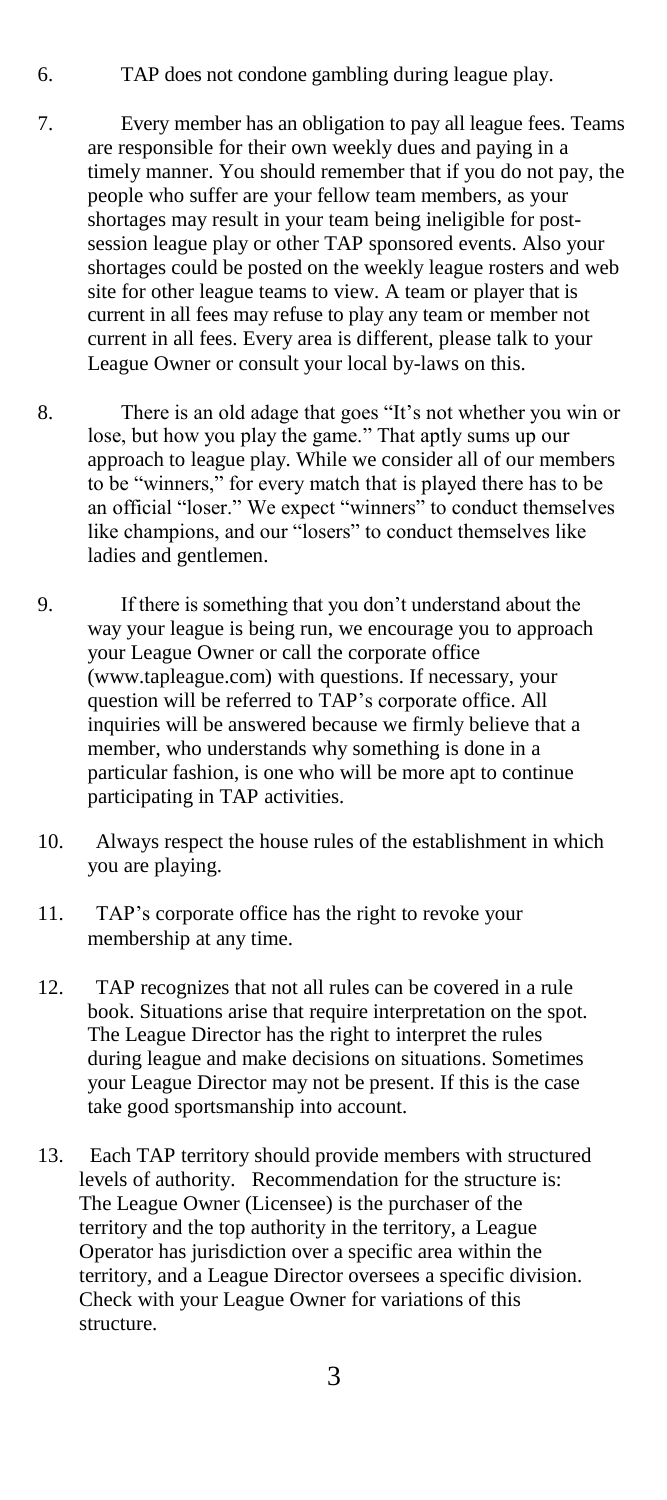6. TAP does not condone gambling during league play.

7. Every member has an obligation to pay all league fees. Teams are responsible for their own weekly dues and paying in a timely manner. You should remember that if you do not pay, the people who suffer are your fellow team members, as your shortages may result in your team being ineligible for post-session league play or other TAP sponsored events. Also your shortages could be posted on the weekly league rosters and web site for other league teams to view. A team or player that is current in all fees may refuse to play any team or member not current in all fees. Every area is different, please talk to your League Owner or consult your local by-laws on this.

8. There is an old adage that goes "It's not whether you win or lose, but how you play the game." That aptly sums up our approach to league play. While we consider all of our members to be "winners," for every match that is played there has to be an official "loser." We expect "winners" to conduct themselves like champions, and our "losers" to conduct themselves like ladies and gentlemen.

9. If there is something that you don't understand about the way your league is being run, we encourage you to approach your League Owner or call the corporate office (www.tapleague.com) with questions. If necessary, your question will be referred to TAP's corporate office. All inquiries will be answered because we firmly believe that a member, who understands why something is done in a particular fashion, is one who will be more apt to continue participating in TAP activities.

10. Always respect the house rules of the establishment in which you are playing.

11. TAP's corporate office has the right to revoke your membership at any time.

12. TAP recognizes that not all rules can be covered in a rule book. Situations arise that require interpretation on the spot. The League Director has the right to interpret the rules during league and make decisions on situations. Sometimes your League Director may not be present. If this is the case take good sportsmanship into account.

13. Each TAP territory should provide members with structured levels of authority. Recommendation for the structure is: The League Owner (Licensee) is the purchaser of the territory and the top authority in the territory, a League Operator has jurisdiction over a specific area within the territory, and a League Director oversees a specific division. Check with your League Owner for variations of this structure.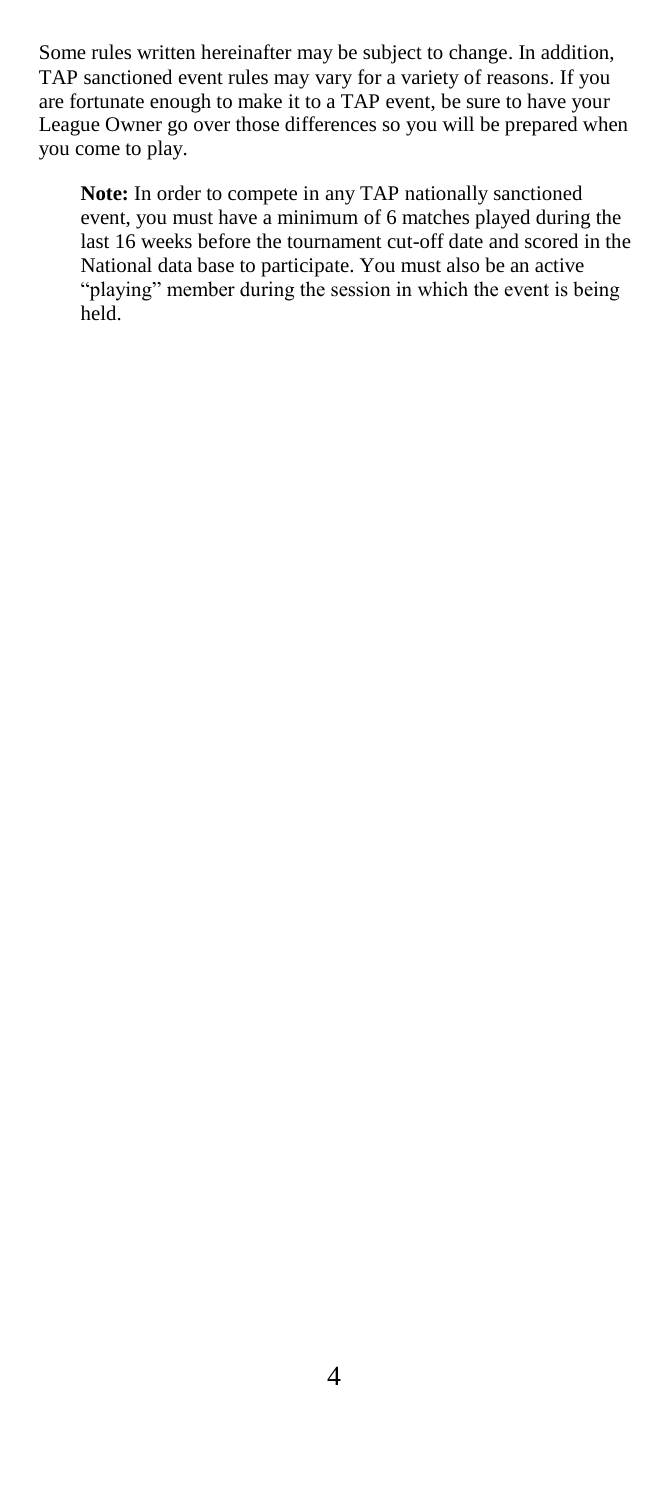Some rules written hereinafter may be subject to change. In addition, TAP sanctioned event rules may vary for a variety of reasons. If you are fortunate enough to make it to a TAP event, be sure to have your League Owner go over those differences so you will be prepared when you come to play.

> **Note:** In order to compete in any TAP nationally sanctioned event, you must have a minimum of 6 matches played during the last 16 weeks before the tournament cut-off date and scored in the National data base to participate. You must also be an active "playing" member during the session in which the event is being held.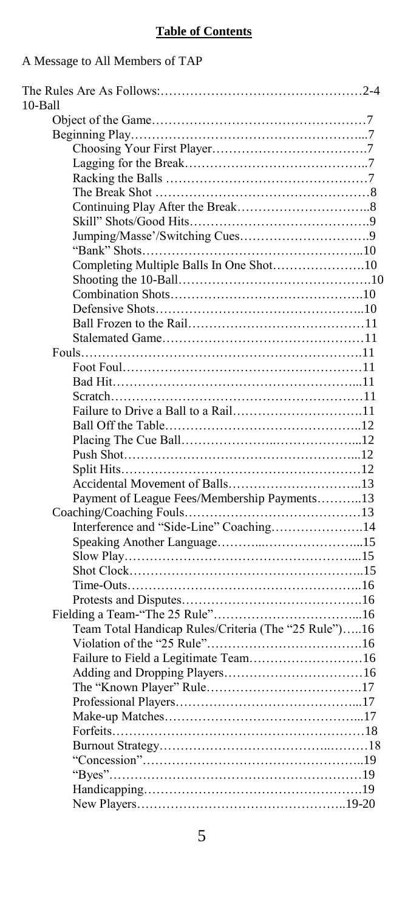# Table of Contents

A Message to All Members of TAP

The Rules Are As Follows:……………………………………………2-4

10-Ball

- Object of the Game……………………………………………7
- Beginning Play…………………………………………………7
  - Choosing Your First Player……………………………….7
  - Lagging for the Break……………………………………..7
  - Racking the Balls …………………………………………7
  - The Break Shot ……………………………………………8
  - Continuing Play After the Break…………………………..8
  - Skill" Shots/Good Hits……………………………………9
  - Jumping/Masse'/Switching Cues………………………….9
  - "Bank" Shots……………………………………………..10
  - Completing Multiple Balls In One Shot………………….10
  - Shooting the 10-Ball………………………………………10
  - Combination Shots………………………………………10
  - Defensive Shots…………………………………………..10
  - Ball Frozen to the Rail……………………………………11
  - Stalemated Game…………………………………………11
- Fouls……………………………………………………………11
  - Foot Foul…………………………………………………11
  - Bad Hit……………………………………………………11
  - Scratch……………………………………………………11
  - Failure to Drive a Ball to a Rail…………………………11
  - Ball Off the Table…………………………………………12
  - Placing The Cue Ball……………………………………...12
  - Push Shot…………………………………………………12
  - Split Hits…………………………………………………12
  - Accidental Movement of Balls…………………………..13
  - Payment of League Fees/Membership Payments………..13
- Coaching/Coaching Fouls……………………………………13
  - Interference and "Side-Line" Coaching………………….14
  - Speaking Another Language……………………………..15
  - Slow Play…………………………………………………15
  - Shot Clock…………………………………………………15
  - Time-Outs…………………………………………………16
  - Protests and Disputes……………………………………16
- Fielding a Team-"The 25 Rule"………………………………16
  - Team Total Handicap Rules/Criteria (The "25 Rule")…..16
  - Violation of the "25 Rule"……………………………….16
  - Failure to Field a Legitimate Team………………………16
  - Adding and Dropping Players……………………………16
  - The "Known Player" Rule……………………………….17
  - Professional Players………………………………………17
  - Make-up Matches…………………………………………17
  - Forfeits……………………………………………………18
  - Burnout Strategy…………………………………………18
  - "Concession"……………………………………………..19
  - "Byes"……………………………………………………19
  - Handicapping……………………………………………19
  - New Players………………………………………….19-20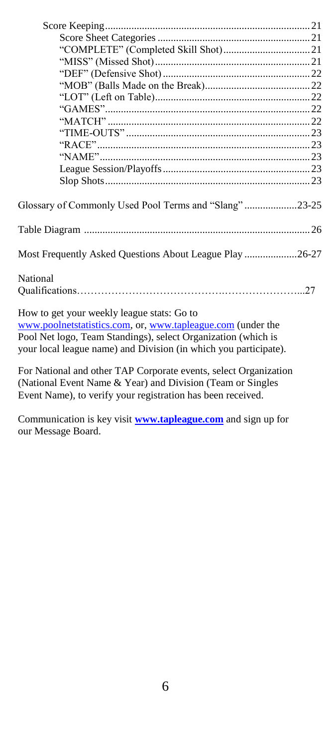- Score Keeping.............................................................................21
  - Score Sheet Categories ..........................................................21
  - "COMPLETE" (Completed Skill Shot).................................21
  - "MISS" (Missed Shot)..........................................................21
  - "DEF" (Defensive Shot).......................................................22
  - "MOB" (Balls Made on the Break)........................................22
  - "LOT" (Left on Table)...........................................................22
  - "GAMES".............................................................................22
  - "MATCH" ............................................................................22
  - "TIME-OUTS" .....................................................................23
  - "RACE"................................................................................23
  - "NAME"...............................................................................23
  - League Session/Playoffs.......................................................23
  - Slop Shots.............................................................................23

Glossary of Commonly Used Pool Terms and "Slang" ....................23-25

Table Diagram .....................................................................................26

Most Frequently Asked Questions About League Play ....................26-27

National Qualifications…………………………………….……………………...27

How to get your weekly league stats: Go to www.poolnetstatistics.com, or, www.tapleague.com (under the Pool Net logo, Team Standings), select Organization (which is your local league name) and Division (in which you participate).

For National and other TAP Corporate events, select Organization (National Event Name & Year) and Division (Team or Singles Event Name), to verify your registration has been received.

Communication is key visit **www.tapleague.com** and sign up for our Message Board.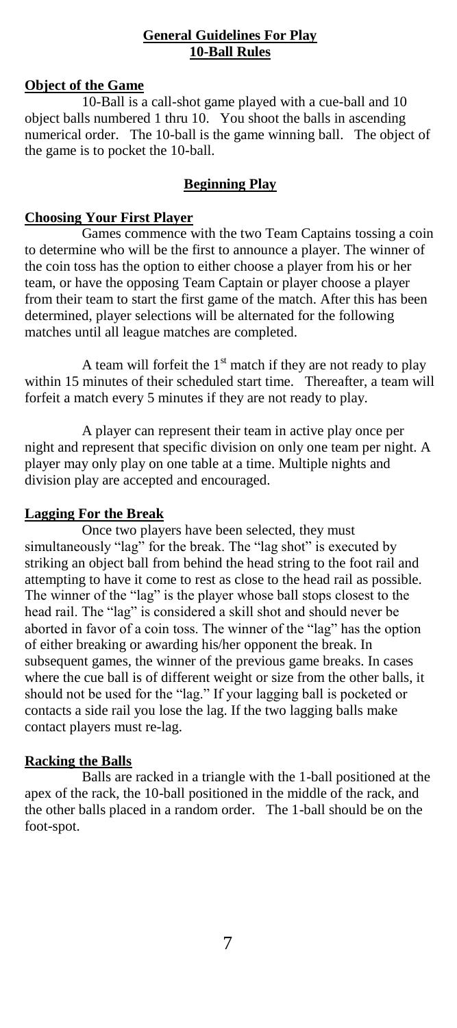## General Guidelines For Play
## 10-Ball Rules

### Object of the Game

10-Ball is a call-shot game played with a cue-ball and 10 object balls numbered 1 thru 10. You shoot the balls in ascending numerical order. The 10-ball is the game winning ball. The object of the game is to pocket the 10-ball.

## Beginning Play

### Choosing Your First Player

Games commence with the two Team Captains tossing a coin to determine who will be the first to announce a player. The winner of the coin toss has the option to either choose a player from his or her team, or have the opposing Team Captain or player choose a player from their team to start the first game of the match. After this has been determined, player selections will be alternated for the following matches until all league matches are completed.

A team will forfeit the 1st match if they are not ready to play within 15 minutes of their scheduled start time. Thereafter, a team will forfeit a match every 5 minutes if they are not ready to play.

A player can represent their team in active play once per night and represent that specific division on only one team per night. A player may only play on one table at a time. Multiple nights and division play are accepted and encouraged.

### Lagging For the Break

Once two players have been selected, they must simultaneously "lag" for the break. The "lag shot" is executed by striking an object ball from behind the head string to the foot rail and attempting to have it come to rest as close to the head rail as possible. The winner of the "lag" is the player whose ball stops closest to the head rail. The "lag" is considered a skill shot and should never be aborted in favor of a coin toss. The winner of the "lag" has the option of either breaking or awarding his/her opponent the break. In subsequent games, the winner of the previous game breaks. In cases where the cue ball is of different weight or size from the other balls, it should not be used for the "lag." If your lagging ball is pocketed or contacts a side rail you lose the lag. If the two lagging balls make contact players must re-lag.

### Racking the Balls

Balls are racked in a triangle with the 1-ball positioned at the apex of the rack, the 10-ball positioned in the middle of the rack, and the other balls placed in a random order. The 1-ball should be on the foot-spot.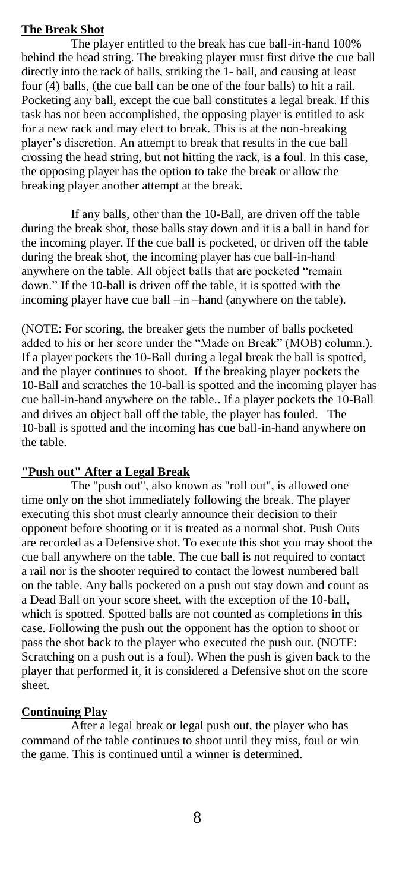## The Break Shot

The player entitled to the break has cue ball-in-hand 100% behind the head string. The breaking player must first drive the cue ball directly into the rack of balls, striking the 1- ball, and causing at least four (4) balls, (the cue ball can be one of the four balls) to hit a rail. Pocketing any ball, except the cue ball constitutes a legal break. If this task has not been accomplished, the opposing player is entitled to ask for a new rack and may elect to break. This is at the non-breaking player's discretion. An attempt to break that results in the cue ball crossing the head string, but not hitting the rack, is a foul. In this case, the opposing player has the option to take the break or allow the breaking player another attempt at the break.

If any balls, other than the 10-Ball, are driven off the table during the break shot, those balls stay down and it is a ball in hand for the incoming player. If the cue ball is pocketed, or driven off the table during the break shot, the incoming player has cue ball-in-hand anywhere on the table. All object balls that are pocketed "remain down." If the 10-ball is driven off the table, it is spotted with the incoming player have cue ball –in –hand (anywhere on the table).

(NOTE: For scoring, the breaker gets the number of balls pocketed added to his or her score under the "Made on Break" (MOB) column.). If a player pockets the 10-Ball during a legal break the ball is spotted, and the player continues to shoot. If the breaking player pockets the 10-Ball and scratches the 10-ball is spotted and the incoming player has cue ball-in-hand anywhere on the table.. If a player pockets the 10-Ball and drives an object ball off the table, the player has fouled. The 10-ball is spotted and the incoming has cue ball-in-hand anywhere on the table.

## "Push out" After a Legal Break

The "push out", also known as "roll out", is allowed one time only on the shot immediately following the break. The player executing this shot must clearly announce their decision to their opponent before shooting or it is treated as a normal shot. Push Outs are recorded as a Defensive shot. To execute this shot you may shoot the cue ball anywhere on the table. The cue ball is not required to contact a rail nor is the shooter required to contact the lowest numbered ball on the table. Any balls pocketed on a push out stay down and count as a Dead Ball on your score sheet, with the exception of the 10-ball, which is spotted. Spotted balls are not counted as completions in this case. Following the push out the opponent has the option to shoot or pass the shot back to the player who executed the push out. (NOTE: Scratching on a push out is a foul). When the push is given back to the player that performed it, it is considered a Defensive shot on the score sheet.

## Continuing Play

After a legal break or legal push out, the player who has command of the table continues to shoot until they miss, foul or win the game. This is continued until a winner is determined.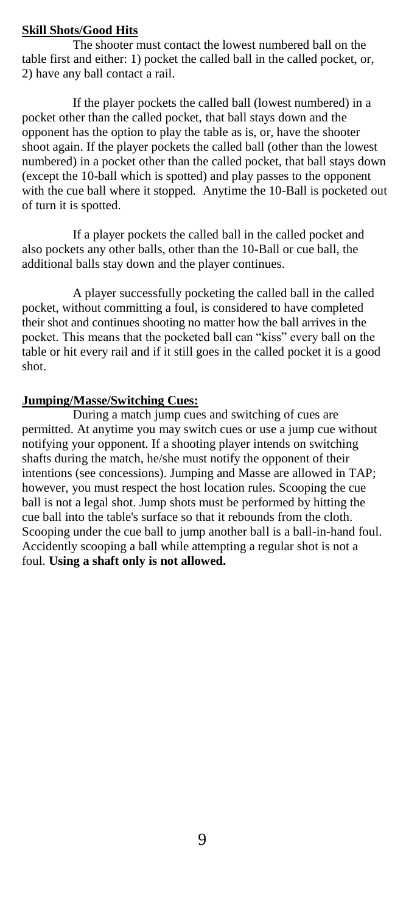**Skill Shots/Good Hits**

The shooter must contact the lowest numbered ball on the table first and either: 1) pocket the called ball in the called pocket, or, 2) have any ball contact a rail.

If the player pockets the called ball (lowest numbered) in a pocket other than the called pocket, that ball stays down and the opponent has the option to play the table as is, or, have the shooter shoot again. If the player pockets the called ball (other than the lowest numbered) in a pocket other than the called pocket, that ball stays down (except the 10-ball which is spotted) and play passes to the opponent with the cue ball where it stopped. Anytime the 10-Ball is pocketed out of turn it is spotted.

If a player pockets the called ball in the called pocket and also pockets any other balls, other than the 10-Ball or cue ball, the additional balls stay down and the player continues.

A player successfully pocketing the called ball in the called pocket, without committing a foul, is considered to have completed their shot and continues shooting no matter how the ball arrives in the pocket. This means that the pocketed ball can "kiss" every ball on the table or hit every rail and if it still goes in the called pocket it is a good shot.

**Jumping/Masse/Switching Cues:**

During a match jump cues and switching of cues are permitted. At anytime you may switch cues or use a jump cue without notifying your opponent. If a shooting player intends on switching shafts during the match, he/she must notify the opponent of their intentions (see concessions). Jumping and Masse are allowed in TAP; however, you must respect the host location rules. Scooping the cue ball is not a legal shot. Jump shots must be performed by hitting the cue ball into the table's surface so that it rebounds from the cloth. Scooping under the cue ball to jump another ball is a ball-in-hand foul. Accidently scooping a ball while attempting a regular shot is not a foul. **Using a shaft only is not allowed.**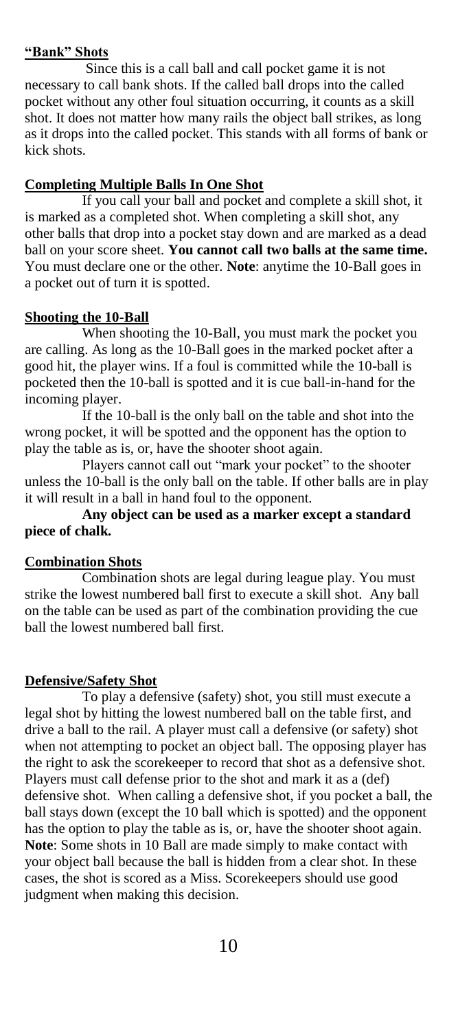## "Bank" Shots

Since this is a call ball and call pocket game it is not necessary to call bank shots. If the called ball drops into the called pocket without any other foul situation occurring, it counts as a skill shot. It does not matter how many rails the object ball strikes, as long as it drops into the called pocket. This stands with all forms of bank or kick shots.

## Completing Multiple Balls In One Shot

If you call your ball and pocket and complete a skill shot, it is marked as a completed shot. When completing a skill shot, any other balls that drop into a pocket stay down and are marked as a dead ball on your score sheet. **You cannot call two balls at the same time.** You must declare one or the other. **Note**: anytime the 10-Ball goes in a pocket out of turn it is spotted.

## Shooting the 10-Ball

When shooting the 10-Ball, you must mark the pocket you are calling. As long as the 10-Ball goes in the marked pocket after a good hit, the player wins. If a foul is committed while the 10-ball is pocketed then the 10-ball is spotted and it is cue ball-in-hand for the incoming player.

If the 10-ball is the only ball on the table and shot into the wrong pocket, it will be spotted and the opponent has the option to play the table as is, or, have the shooter shoot again.

Players cannot call out "mark your pocket" to the shooter unless the 10-ball is the only ball on the table. If other balls are in play it will result in a ball in hand foul to the opponent.

**Any object can be used as a marker except a standard piece of chalk.**

## Combination Shots

Combination shots are legal during league play. You must strike the lowest numbered ball first to execute a skill shot. Any ball on the table can be used as part of the combination providing the cue ball the lowest numbered ball first.

## Defensive/Safety Shot

To play a defensive (safety) shot, you still must execute a legal shot by hitting the lowest numbered ball on the table first, and drive a ball to the rail. A player must call a defensive (or safety) shot when not attempting to pocket an object ball. The opposing player has the right to ask the scorekeeper to record that shot as a defensive shot. Players must call defense prior to the shot and mark it as a (def) defensive shot. When calling a defensive shot, if you pocket a ball, the ball stays down (except the 10 ball which is spotted) and the opponent has the option to play the table as is, or, have the shooter shoot again. **Note**: Some shots in 10 Ball are made simply to make contact with your object ball because the ball is hidden from a clear shot. In these cases, the shot is scored as a Miss. Scorekeepers should use good judgment when making this decision.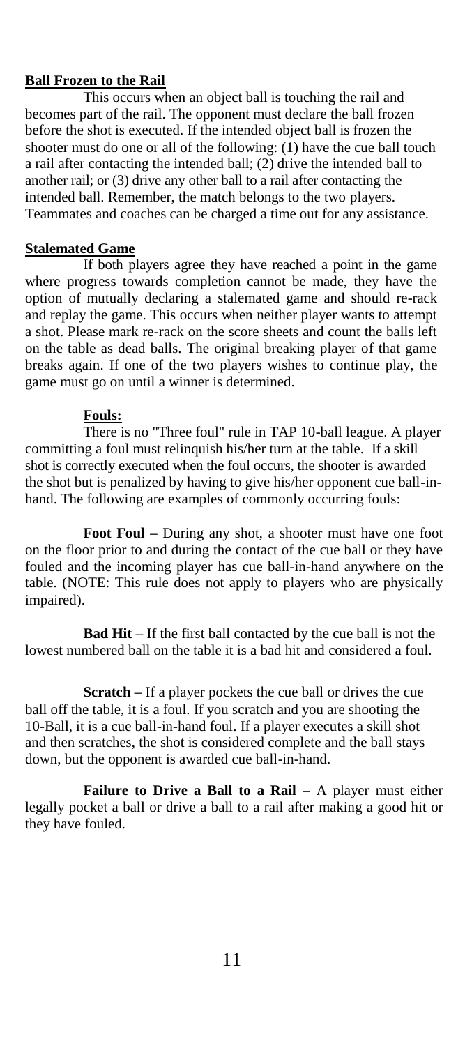**Ball Frozen to the Rail**

This occurs when an object ball is touching the rail and becomes part of the rail. The opponent must declare the ball frozen before the shot is executed. If the intended object ball is frozen the shooter must do one or all of the following: (1) have the cue ball touch a rail after contacting the intended ball; (2) drive the intended ball to another rail; or (3) drive any other ball to a rail after contacting the intended ball. Remember, the match belongs to the two players. Teammates and coaches can be charged a time out for any assistance.

**Stalemated Game**

If both players agree they have reached a point in the game where progress towards completion cannot be made, they have the option of mutually declaring a stalemated game and should re-rack and replay the game. This occurs when neither player wants to attempt a shot. Please mark re-rack on the score sheets and count the balls left on the table as dead balls. The original breaking player of that game breaks again. If one of the two players wishes to continue play, the game must go on until a winner is determined.

**Fouls:**

There is no "Three foul" rule in TAP 10-ball league. A player committing a foul must relinquish his/her turn at the table. If a skill shot is correctly executed when the foul occurs, the shooter is awarded the shot but is penalized by having to give his/her opponent cue ball-in-hand. The following are examples of commonly occurring fouls:

**Foot Foul –** During any shot, a shooter must have one foot on the floor prior to and during the contact of the cue ball or they have fouled and the incoming player has cue ball-in-hand anywhere on the table. (NOTE: This rule does not apply to players who are physically impaired).

**Bad Hit –** If the first ball contacted by the cue ball is not the lowest numbered ball on the table it is a bad hit and considered a foul.

**Scratch –** If a player pockets the cue ball or drives the cue ball off the table, it is a foul. If you scratch and you are shooting the 10-Ball, it is a cue ball-in-hand foul. If a player executes a skill shot and then scratches, the shot is considered complete and the ball stays down, but the opponent is awarded cue ball-in-hand.

**Failure to Drive a Ball to a Rail –** A player must either legally pocket a ball or drive a ball to a rail after making a good hit or they have fouled.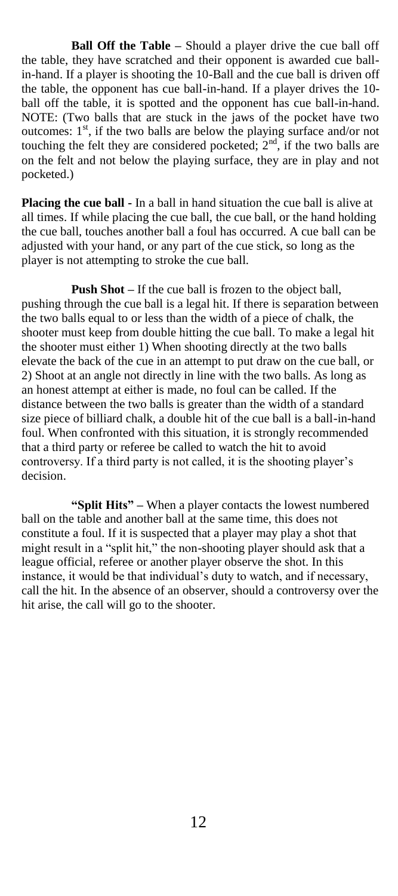**Ball Off the Table –** Should a player drive the cue ball off the table, they have scratched and their opponent is awarded cue ball-in-hand. If a player is shooting the 10-Ball and the cue ball is driven off the table, the opponent has cue ball-in-hand. If a player drives the 10-ball off the table, it is spotted and the opponent has cue ball-in-hand. NOTE: (Two balls that are stuck in the jaws of the pocket have two outcomes: 1st, if the two balls are below the playing surface and/or not touching the felt they are considered pocketed; 2nd, if the two balls are on the felt and not below the playing surface, they are in play and not pocketed.)

**Placing the cue ball -** In a ball in hand situation the cue ball is alive at all times. If while placing the cue ball, the cue ball, or the hand holding the cue ball, touches another ball a foul has occurred. A cue ball can be adjusted with your hand, or any part of the cue stick, so long as the player is not attempting to stroke the cue ball.

**Push Shot –** If the cue ball is frozen to the object ball, pushing through the cue ball is a legal hit. If there is separation between the two balls equal to or less than the width of a piece of chalk, the shooter must keep from double hitting the cue ball. To make a legal hit the shooter must either 1) When shooting directly at the two balls elevate the back of the cue in an attempt to put draw on the cue ball, or 2) Shoot at an angle not directly in line with the two balls. As long as an honest attempt at either is made, no foul can be called. If the distance between the two balls is greater than the width of a standard size piece of billiard chalk, a double hit of the cue ball is a ball-in-hand foul. When confronted with this situation, it is strongly recommended that a third party or referee be called to watch the hit to avoid controversy. If a third party is not called, it is the shooting player's decision.

**"Split Hits" –** When a player contacts the lowest numbered ball on the table and another ball at the same time, this does not constitute a foul. If it is suspected that a player may play a shot that might result in a "split hit," the non-shooting player should ask that a league official, referee or another player observe the shot. In this instance, it would be that individual's duty to watch, and if necessary, call the hit. In the absence of an observer, should a controversy over the hit arise, the call will go to the shooter.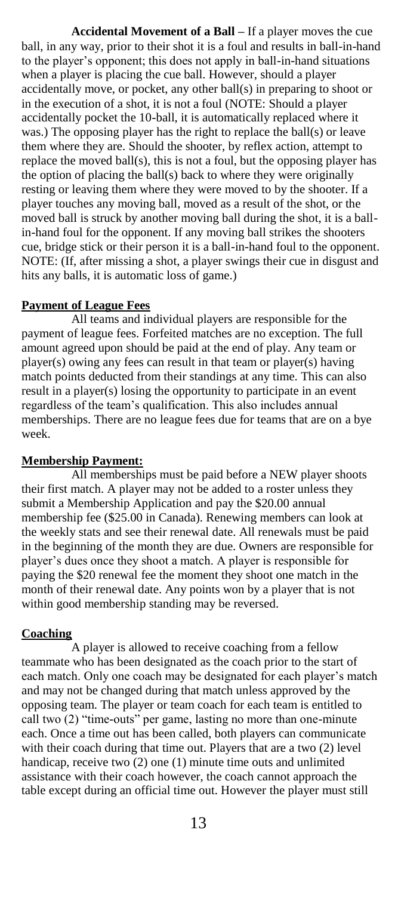**Accidental Movement of a Ball –** If a player moves the cue ball, in any way, prior to their shot it is a foul and results in ball-in-hand to the player's opponent; this does not apply in ball-in-hand situations when a player is placing the cue ball. However, should a player accidentally move, or pocket, any other ball(s) in preparing to shoot or in the execution of a shot, it is not a foul (NOTE: Should a player accidentally pocket the 10-ball, it is automatically replaced where it was.) The opposing player has the right to replace the ball(s) or leave them where they are. Should the shooter, by reflex action, attempt to replace the moved ball(s), this is not a foul, but the opposing player has the option of placing the ball(s) back to where they were originally resting or leaving them where they were moved to by the shooter. If a player touches any moving ball, moved as a result of the shot, or the moved ball is struck by another moving ball during the shot, it is a ball-in-hand foul for the opponent. If any moving ball strikes the shooters cue, bridge stick or their person it is a ball-in-hand foul to the opponent. NOTE: (If, after missing a shot, a player swings their cue in disgust and hits any balls, it is automatic loss of game.)

**Payment of League Fees**

All teams and individual players are responsible for the payment of league fees. Forfeited matches are no exception. The full amount agreed upon should be paid at the end of play. Any team or player(s) owing any fees can result in that team or player(s) having match points deducted from their standings at any time. This can also result in a player(s) losing the opportunity to participate in an event regardless of the team's qualification. This also includes annual memberships. There are no league fees due for teams that are on a bye week.

**Membership Payment:**

All memberships must be paid before a NEW player shoots their first match. A player may not be added to a roster unless they submit a Membership Application and pay the $20.00 annual membership fee ($25.00 in Canada). Renewing members can look at the weekly stats and see their renewal date. All renewals must be paid in the beginning of the month they are due. Owners are responsible for player's dues once they shoot a match. A player is responsible for paying the $20 renewal fee the moment they shoot one match in the month of their renewal date. Any points won by a player that is not within good membership standing may be reversed.

**Coaching**

A player is allowed to receive coaching from a fellow teammate who has been designated as the coach prior to the start of each match. Only one coach may be designated for each player's match and may not be changed during that match unless approved by the opposing team. The player or team coach for each team is entitled to call two (2) "time-outs" per game, lasting no more than one-minute each. Once a time out has been called, both players can communicate with their coach during that time out. Players that are a two (2) level handicap, receive two (2) one (1) minute time outs and unlimited assistance with their coach however, the coach cannot approach the table except during an official time out. However the player must still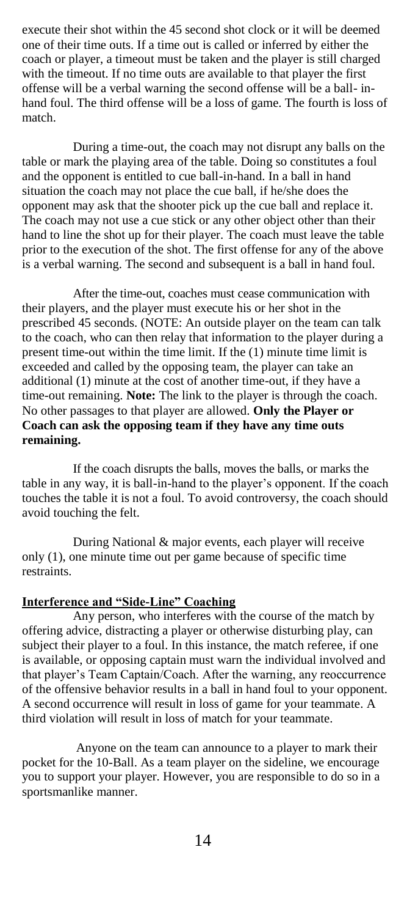execute their shot within the 45 second shot clock or it will be deemed one of their time outs. If a time out is called or inferred by either the coach or player, a timeout must be taken and the player is still charged with the timeout. If no time outs are available to that player the first offense will be a verbal warning the second offense will be a ball- in-hand foul. The third offense will be a loss of game. The fourth is loss of match.

During a time-out, the coach may not disrupt any balls on the table or mark the playing area of the table. Doing so constitutes a foul and the opponent is entitled to cue ball-in-hand. In a ball in hand situation the coach may not place the cue ball, if he/she does the opponent may ask that the shooter pick up the cue ball and replace it. The coach may not use a cue stick or any other object other than their hand to line the shot up for their player. The coach must leave the table prior to the execution of the shot. The first offense for any of the above is a verbal warning. The second and subsequent is a ball in hand foul.

After the time-out, coaches must cease communication with their players, and the player must execute his or her shot in the prescribed 45 seconds. (NOTE: An outside player on the team can talk to the coach, who can then relay that information to the player during a present time-out within the time limit. If the (1) minute time limit is exceeded and called by the opposing team, the player can take an additional (1) minute at the cost of another time-out, if they have a time-out remaining. **Note:** The link to the player is through the coach. No other passages to that player are allowed. **Only the Player or Coach can ask the opposing team if they have any time outs remaining.**

If the coach disrupts the balls, moves the balls, or marks the table in any way, it is ball-in-hand to the player's opponent. If the coach touches the table it is not a foul. To avoid controversy, the coach should avoid touching the felt.

During National & major events, each player will receive only (1), one minute time out per game because of specific time restraints.

## Interference and "Side-Line" Coaching

Any person, who interferes with the course of the match by offering advice, distracting a player or otherwise disturbing play, can subject their player to a foul. In this instance, the match referee, if one is available, or opposing captain must warn the individual involved and that player's Team Captain/Coach. After the warning, any reoccurrence of the offensive behavior results in a ball in hand foul to your opponent. A second occurrence will result in loss of game for your teammate. A third violation will result in loss of match for your teammate.

Anyone on the team can announce to a player to mark their pocket for the 10-Ball. As a team player on the sideline, we encourage you to support your player. However, you are responsible to do so in a sportsmanlike manner.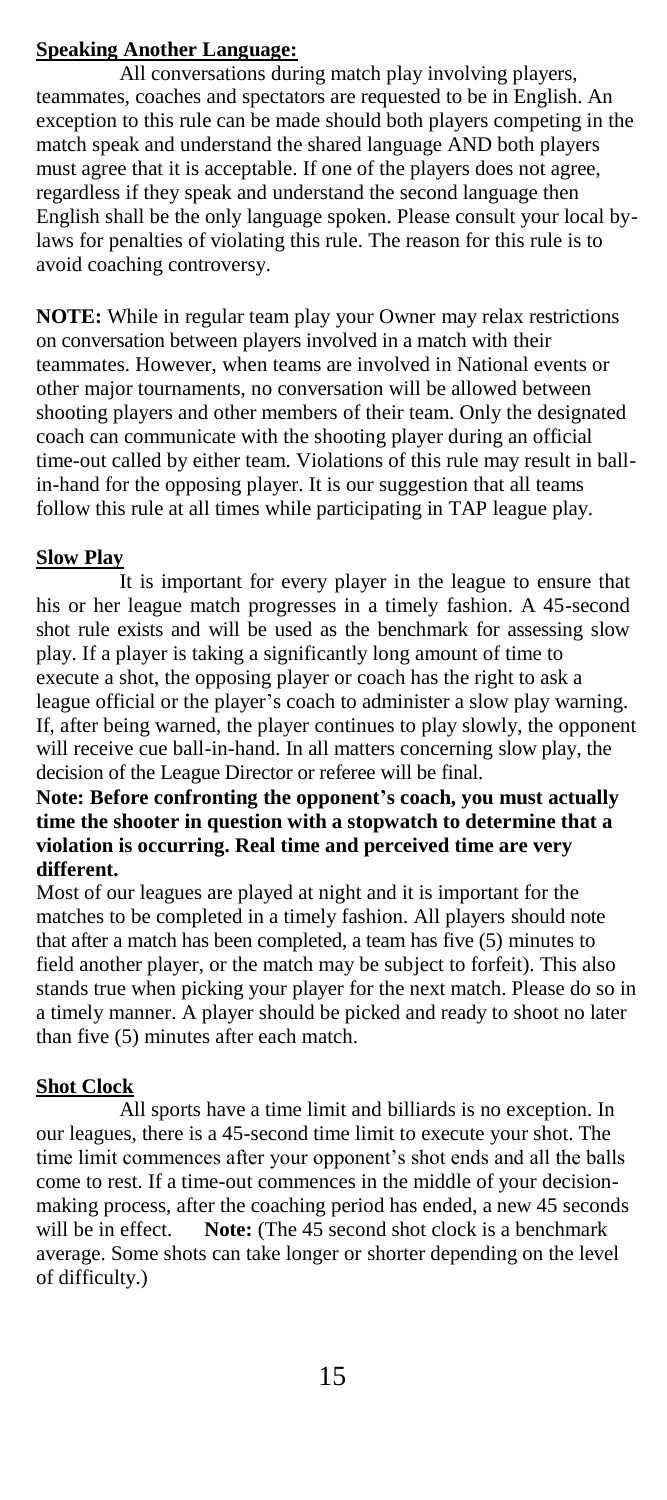**Speaking Another Language:**

All conversations during match play involving players, teammates, coaches and spectators are requested to be in English. An exception to this rule can be made should both players competing in the match speak and understand the shared language AND both players must agree that it is acceptable. If one of the players does not agree, regardless if they speak and understand the second language then English shall be the only language spoken. Please consult your local by-laws for penalties of violating this rule. The reason for this rule is to avoid coaching controversy.

**NOTE:** While in regular team play your Owner may relax restrictions on conversation between players involved in a match with their teammates. However, when teams are involved in National events or other major tournaments, no conversation will be allowed between shooting players and other members of their team. Only the designated coach can communicate with the shooting player during an official time-out called by either team. Violations of this rule may result in ball-in-hand for the opposing player. It is our suggestion that all teams follow this rule at all times while participating in TAP league play.

**Slow Play**

It is important for every player in the league to ensure that his or her league match progresses in a timely fashion. A 45-second shot rule exists and will be used as the benchmark for assessing slow play. If a player is taking a significantly long amount of time to execute a shot, the opposing player or coach has the right to ask a league official or the player's coach to administer a slow play warning. If, after being warned, the player continues to play slowly, the opponent will receive cue ball-in-hand. In all matters concerning slow play, the decision of the League Director or referee will be final.

**Note: Before confronting the opponent's coach, you must actually time the shooter in question with a stopwatch to determine that a violation is occurring. Real time and perceived time are very different.**

Most of our leagues are played at night and it is important for the matches to be completed in a timely fashion. All players should note that after a match has been completed, a team has five (5) minutes to field another player, or the match may be subject to forfeit). This also stands true when picking your player for the next match. Please do so in a timely manner. A player should be picked and ready to shoot no later than five (5) minutes after each match.

**Shot Clock**

All sports have a time limit and billiards is no exception. In our leagues, there is a 45-second time limit to execute your shot. The time limit commences after your opponent's shot ends and all the balls come to rest. If a time-out commences in the middle of your decision-making process, after the coaching period has ended, a new 45 seconds will be in effect. **Note:** (The 45 second shot clock is a benchmark average. Some shots can take longer or shorter depending on the level of difficulty.)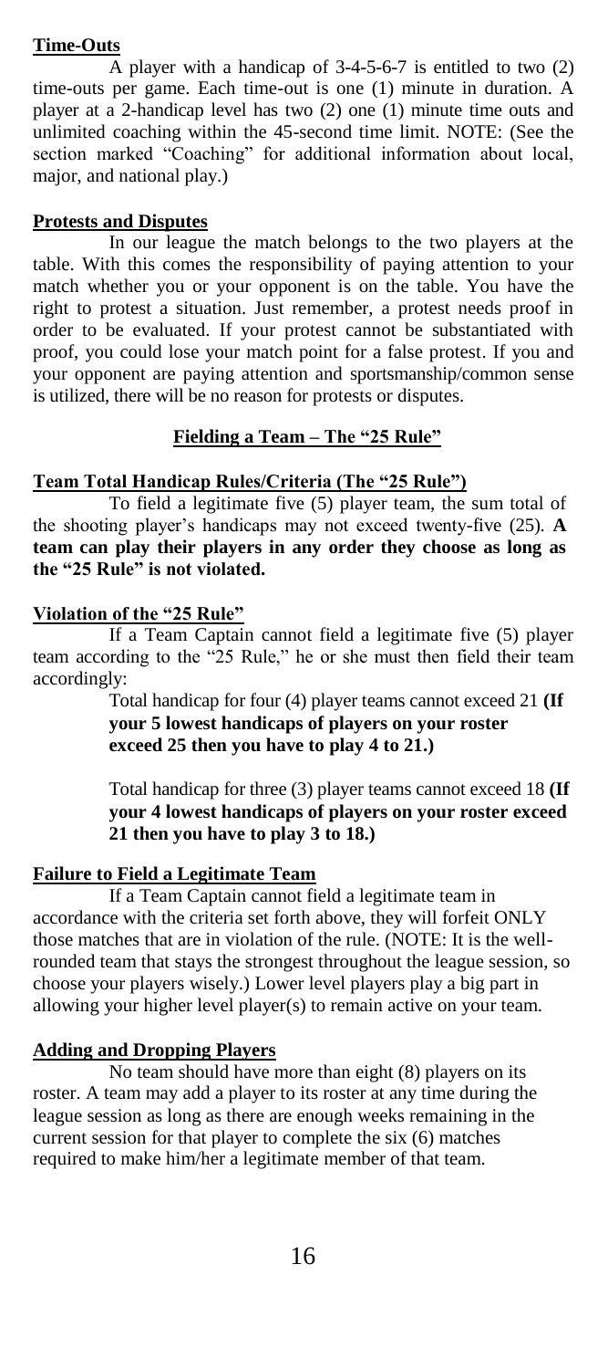**Time-Outs**

A player with a handicap of 3-4-5-6-7 is entitled to two (2) time-outs per game. Each time-out is one (1) minute in duration. A player at a 2-handicap level has two (2) one (1) minute time outs and unlimited coaching within the 45-second time limit. NOTE: (See the section marked "Coaching" for additional information about local, major, and national play.)

**Protests and Disputes**

In our league the match belongs to the two players at the table. With this comes the responsibility of paying attention to your match whether you or your opponent is on the table. You have the right to protest a situation. Just remember, a protest needs proof in order to be evaluated. If your protest cannot be substantiated with proof, you could lose your match point for a false protest. If you and your opponent are paying attention and sportsmanship/common sense is utilized, there will be no reason for protests or disputes.

## Fielding a Team – The "25 Rule"

**Team Total Handicap Rules/Criteria (The "25 Rule")**

To field a legitimate five (5) player team, the sum total of the shooting player's handicaps may not exceed twenty-five (25). **A team can play their players in any order they choose as long as the "25 Rule" is not violated.**

**Violation of the "25 Rule"**

If a Team Captain cannot field a legitimate five (5) player team according to the "25 Rule," he or she must then field their team accordingly:

Total handicap for four (4) player teams cannot exceed 21 **(If your 5 lowest handicaps of players on your roster exceed 25 then you have to play 4 to 21.)**

Total handicap for three (3) player teams cannot exceed 18 **(If your 4 lowest handicaps of players on your roster exceed 21 then you have to play 3 to 18.)**

**Failure to Field a Legitimate Team**

If a Team Captain cannot field a legitimate team in accordance with the criteria set forth above, they will forfeit ONLY those matches that are in violation of the rule. (NOTE: It is the well-rounded team that stays the strongest throughout the league session, so choose your players wisely.) Lower level players play a big part in allowing your higher level player(s) to remain active on your team.

**Adding and Dropping Players**

No team should have more than eight (8) players on its roster. A team may add a player to its roster at any time during the league session as long as there are enough weeks remaining in the current session for that player to complete the six (6) matches required to make him/her a legitimate member of that team.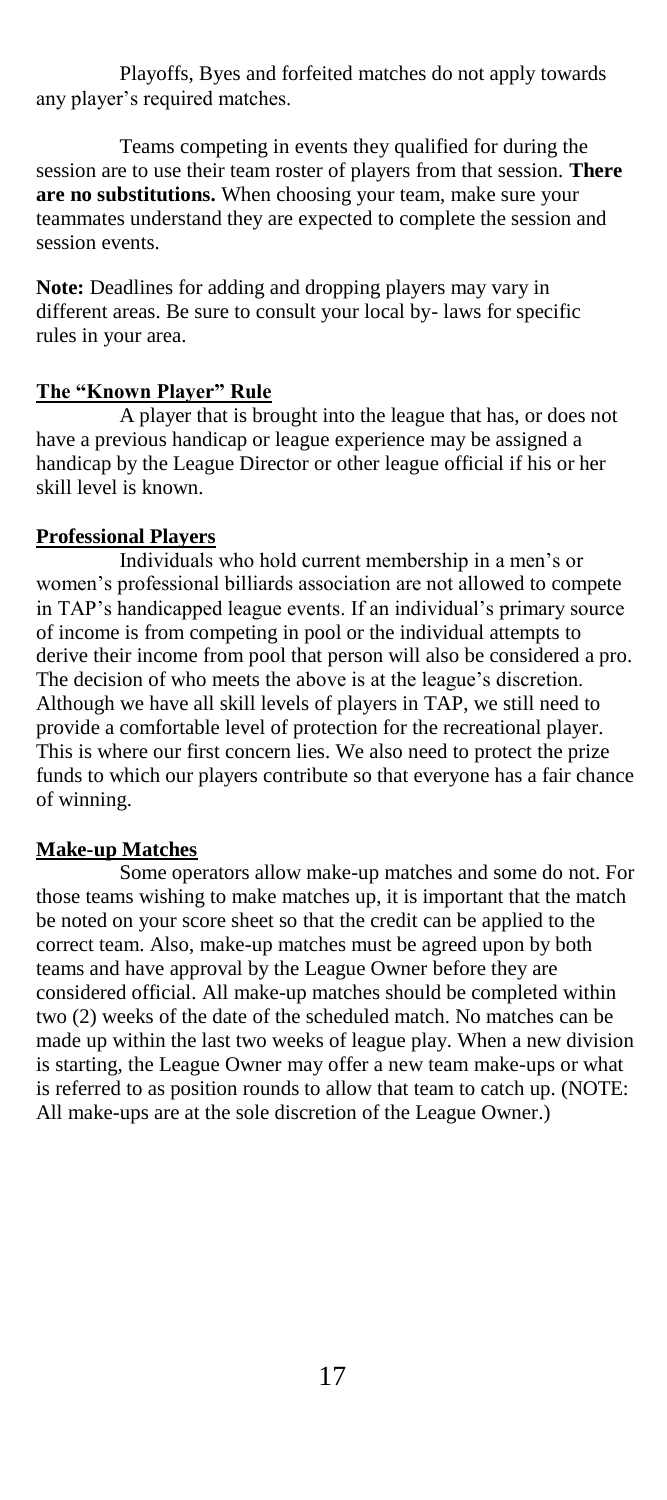Playoffs, Byes and forfeited matches do not apply towards any player's required matches.

Teams competing in events they qualified for during the session are to use their team roster of players from that session. **There are no substitutions.** When choosing your team, make sure your teammates understand they are expected to complete the session and session events.

**Note:** Deadlines for adding and dropping players may vary in different areas. Be sure to consult your local by- laws for specific rules in your area.

## The "Known Player" Rule

A player that is brought into the league that has, or does not have a previous handicap or league experience may be assigned a handicap by the League Director or other league official if his or her skill level is known.

## Professional Players

Individuals who hold current membership in a men's or women's professional billiards association are not allowed to compete in TAP's handicapped league events. If an individual's primary source of income is from competing in pool or the individual attempts to derive their income from pool that person will also be considered a pro. The decision of who meets the above is at the league's discretion. Although we have all skill levels of players in TAP, we still need to provide a comfortable level of protection for the recreational player. This is where our first concern lies. We also need to protect the prize funds to which our players contribute so that everyone has a fair chance of winning.

## Make-up Matches

Some operators allow make-up matches and some do not. For those teams wishing to make matches up, it is important that the match be noted on your score sheet so that the credit can be applied to the correct team. Also, make-up matches must be agreed upon by both teams and have approval by the League Owner before they are considered official. All make-up matches should be completed within two (2) weeks of the date of the scheduled match. No matches can be made up within the last two weeks of league play. When a new division is starting, the League Owner may offer a new team make-ups or what is referred to as position rounds to allow that team to catch up. (NOTE: All make-ups are at the sole discretion of the League Owner.)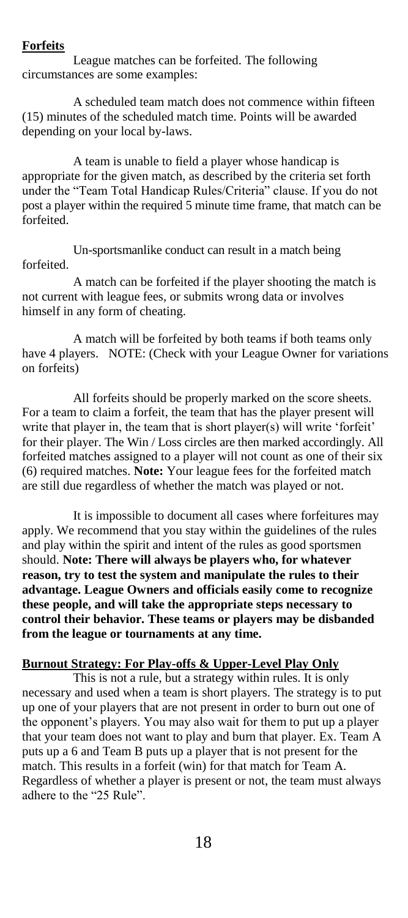**Forfeits**

League matches can be forfeited. The following circumstances are some examples:

A scheduled team match does not commence within fifteen (15) minutes of the scheduled match time. Points will be awarded depending on your local by-laws.

A team is unable to field a player whose handicap is appropriate for the given match, as described by the criteria set forth under the "Team Total Handicap Rules/Criteria" clause. If you do not post a player within the required 5 minute time frame, that match can be forfeited.

Un-sportsmanlike conduct can result in a match being forfeited.

A match can be forfeited if the player shooting the match is not current with league fees, or submits wrong data or involves himself in any form of cheating.

A match will be forfeited by both teams if both teams only have 4 players. NOTE: (Check with your League Owner for variations on forfeits)

All forfeits should be properly marked on the score sheets. For a team to claim a forfeit, the team that has the player present will write that player in, the team that is short player(s) will write 'forfeit' for their player. The Win / Loss circles are then marked accordingly. All forfeited matches assigned to a player will not count as one of their six (6) required matches. **Note:** Your league fees for the forfeited match are still due regardless of whether the match was played or not.

It is impossible to document all cases where forfeitures may apply. We recommend that you stay within the guidelines of the rules and play within the spirit and intent of the rules as good sportsmen should. **Note: There will always be players who, for whatever reason, try to test the system and manipulate the rules to their advantage. League Owners and officials easily come to recognize these people, and will take the appropriate steps necessary to control their behavior. These teams or players may be disbanded from the league or tournaments at any time.**

**Burnout Strategy: For Play-offs & Upper-Level Play Only**

This is not a rule, but a strategy within rules. It is only necessary and used when a team is short players. The strategy is to put up one of your players that are not present in order to burn out one of the opponent's players. You may also wait for them to put up a player that your team does not want to play and burn that player. Ex. Team A puts up a 6 and Team B puts up a player that is not present for the match. This results in a forfeit (win) for that match for Team A. Regardless of whether a player is present or not, the team must always adhere to the "25 Rule".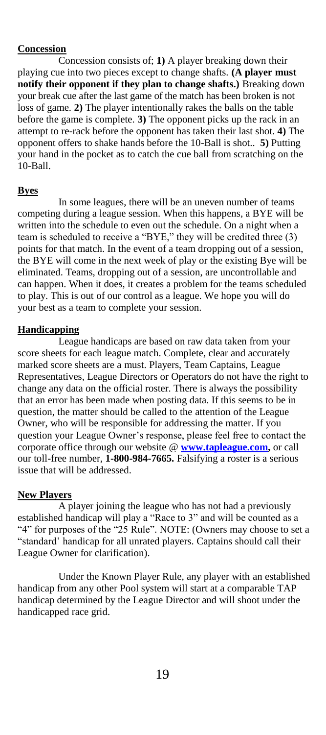**Concession**

Concession consists of; **1)** A player breaking down their playing cue into two pieces except to change shafts. **(A player must notify their opponent if they plan to change shafts.)** Breaking down your break cue after the last game of the match has been broken is not loss of game. **2)** The player intentionally rakes the balls on the table before the game is complete. **3)** The opponent picks up the rack in an attempt to re-rack before the opponent has taken their last shot. **4)** The opponent offers to shake hands before the 10-Ball is shot.. **5)** Putting your hand in the pocket as to catch the cue ball from scratching on the 10-Ball.

**Byes**

In some leagues, there will be an uneven number of teams competing during a league session. When this happens, a BYE will be written into the schedule to even out the schedule. On a night when a team is scheduled to receive a "BYE," they will be credited three (3) points for that match. In the event of a team dropping out of a session, the BYE will come in the next week of play or the existing Bye will be eliminated. Teams, dropping out of a session, are uncontrollable and can happen. When it does, it creates a problem for the teams scheduled to play. This is out of our control as a league. We hope you will do your best as a team to complete your session.

**Handicapping**

League handicaps are based on raw data taken from your score sheets for each league match. Complete, clear and accurately marked score sheets are a must. Players, Team Captains, League Representatives, League Directors or Operators do not have the right to change any data on the official roster. There is always the possibility that an error has been made when posting data. If this seems to be in question, the matter should be called to the attention of the League Owner, who will be responsible for addressing the matter. If you question your League Owner's response, please feel free to contact the corporate office through our website @ **www.tapleague.com,** or call our toll-free number, **1-800-984-7665.** Falsifying a roster is a serious issue that will be addressed.

**New Players**

A player joining the league who has not had a previously established handicap will play a "Race to 3" and will be counted as a "4" for purposes of the "25 Rule". NOTE: (Owners may choose to set a "standard' handicap for all unrated players. Captains should call their League Owner for clarification).

Under the Known Player Rule, any player with an established handicap from any other Pool system will start at a comparable TAP handicap determined by the League Director and will shoot under the handicapped race grid.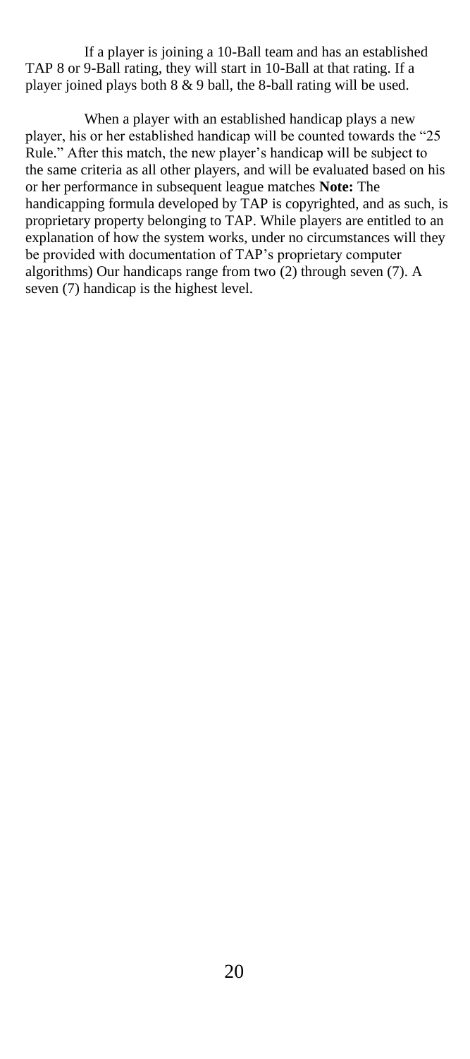If a player is joining a 10-Ball team and has an established TAP 8 or 9-Ball rating, they will start in 10-Ball at that rating. If a player joined plays both 8 & 9 ball, the 8-ball rating will be used.

When a player with an established handicap plays a new player, his or her established handicap will be counted towards the "25 Rule." After this match, the new player's handicap will be subject to the same criteria as all other players, and will be evaluated based on his or her performance in subsequent league matches **Note:** The handicapping formula developed by TAP is copyrighted, and as such, is proprietary property belonging to TAP. While players are entitled to an explanation of how the system works, under no circumstances will they be provided with documentation of TAP's proprietary computer algorithms) Our handicaps range from two (2) through seven (7). A seven (7) handicap is the highest level.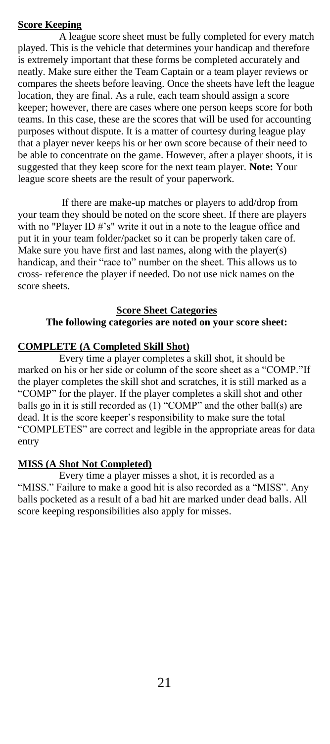**Score Keeping**

A league score sheet must be fully completed for every match played. This is the vehicle that determines your handicap and therefore is extremely important that these forms be completed accurately and neatly. Make sure either the Team Captain or a team player reviews or compares the sheets before leaving. Once the sheets have left the league location, they are final. As a rule, each team should assign a score keeper; however, there are cases where one person keeps score for both teams. In this case, these are the scores that will be used for accounting purposes without dispute. It is a matter of courtesy during league play that a player never keeps his or her own score because of their need to be able to concentrate on the game. However, after a player shoots, it is suggested that they keep score for the next team player. **Note:** Your league score sheets are the result of your paperwork.

If there are make-up matches or players to add/drop from your team they should be noted on the score sheet. If there are players with no "Player ID #'s" write it out in a note to the league office and put it in your team folder/packet so it can be properly taken care of. Make sure you have first and last names, along with the player(s) handicap, and their "race to" number on the sheet. This allows us to cross- reference the player if needed. Do not use nick names on the score sheets.

**Score Sheet Categories**

**The following categories are noted on your score sheet:**

**COMPLETE (A Completed Skill Shot)**

Every time a player completes a skill shot, it should be marked on his or her side or column of the score sheet as a "COMP."If the player completes the skill shot and scratches, it is still marked as a "COMP" for the player. If the player completes a skill shot and other balls go in it is still recorded as (1) "COMP" and the other ball(s) are dead. It is the score keeper's responsibility to make sure the total "COMPLETES" are correct and legible in the appropriate areas for data entry

**MISS (A Shot Not Completed)**

Every time a player misses a shot, it is recorded as a "MISS." Failure to make a good hit is also recorded as a "MISS". Any balls pocketed as a result of a bad hit are marked under dead balls. All score keeping responsibilities also apply for misses.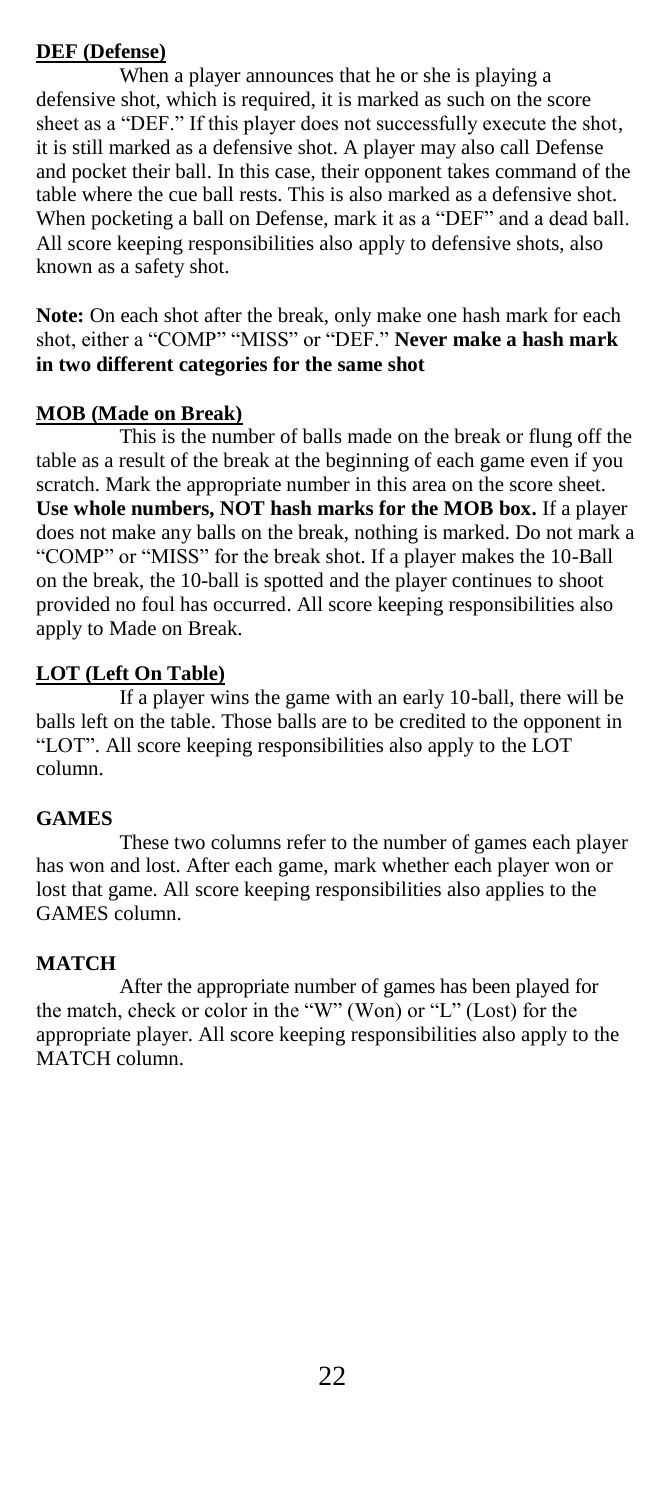**DEF (Defense)**

When a player announces that he or she is playing a defensive shot, which is required, it is marked as such on the score sheet as a "DEF." If this player does not successfully execute the shot, it is still marked as a defensive shot. A player may also call Defense and pocket their ball. In this case, their opponent takes command of the table where the cue ball rests. This is also marked as a defensive shot. When pocketing a ball on Defense, mark it as a "DEF" and a dead ball. All score keeping responsibilities also apply to defensive shots, also known as a safety shot.

**Note:** On each shot after the break, only make one hash mark for each shot, either a "COMP" "MISS" or "DEF." **Never make a hash mark in two different categories for the same shot**

**MOB (Made on Break)**

This is the number of balls made on the break or flung off the table as a result of the break at the beginning of each game even if you scratch. Mark the appropriate number in this area on the score sheet. **Use whole numbers, NOT hash marks for the MOB box.** If a player does not make any balls on the break, nothing is marked. Do not mark a "COMP" or "MISS" for the break shot. If a player makes the 10-Ball on the break, the 10-ball is spotted and the player continues to shoot provided no foul has occurred. All score keeping responsibilities also apply to Made on Break.

**LOT (Left On Table)**

If a player wins the game with an early 10-ball, there will be balls left on the table. Those balls are to be credited to the opponent in "LOT". All score keeping responsibilities also apply to the LOT column.

**GAMES**

These two columns refer to the number of games each player has won and lost. After each game, mark whether each player won or lost that game. All score keeping responsibilities also applies to the GAMES column.

**MATCH**

After the appropriate number of games has been played for the match, check or color in the "W" (Won) or "L" (Lost) for the appropriate player. All score keeping responsibilities also apply to the MATCH column.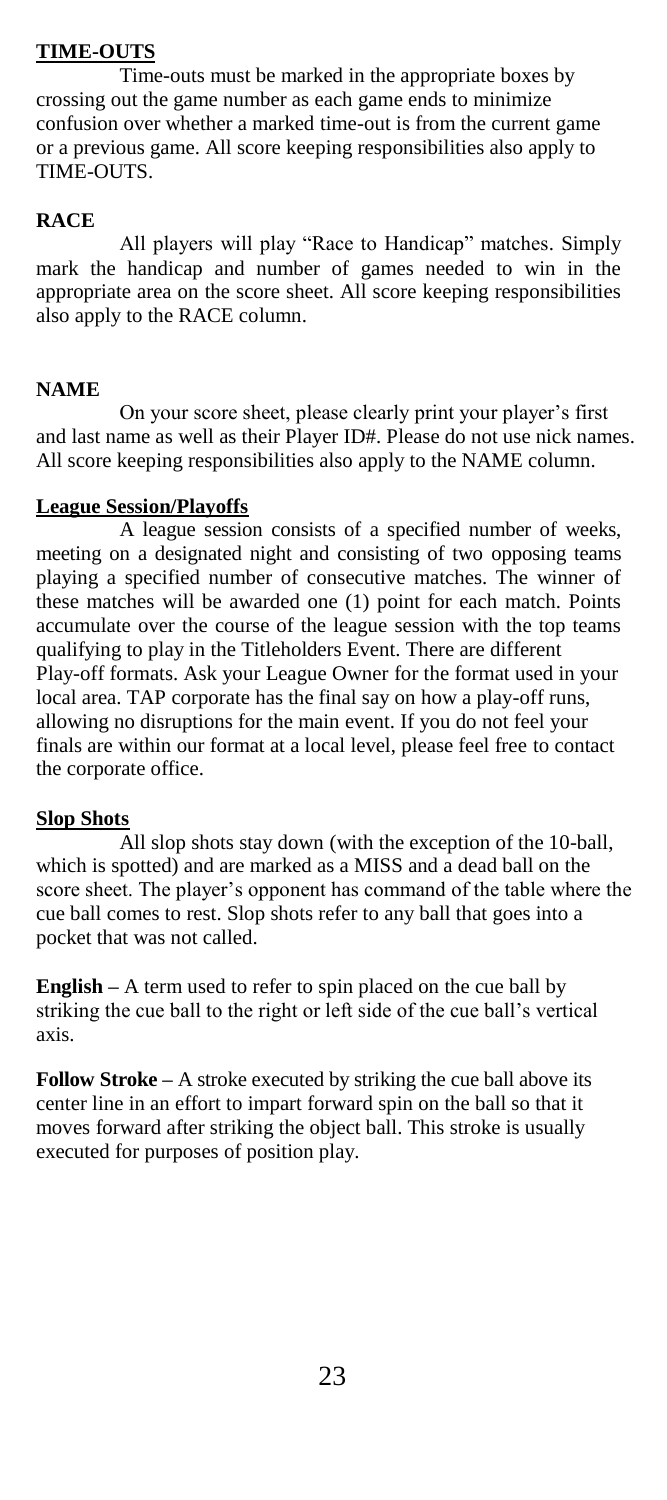## TIME-OUTS

Time-outs must be marked in the appropriate boxes by crossing out the game number as each game ends to minimize confusion over whether a marked time-out is from the current game or a previous game. All score keeping responsibilities also apply to TIME-OUTS.

## RACE

All players will play "Race to Handicap" matches. Simply mark the handicap and number of games needed to win in the appropriate area on the score sheet. All score keeping responsibilities also apply to the RACE column.

## NAME

On your score sheet, please clearly print your player's first and last name as well as their Player ID#. Please do not use nick names. All score keeping responsibilities also apply to the NAME column.

## League Session/Playoffs

A league session consists of a specified number of weeks, meeting on a designated night and consisting of two opposing teams playing a specified number of consecutive matches. The winner of these matches will be awarded one (1) point for each match. Points accumulate over the course of the league session with the top teams qualifying to play in the Titleholders Event. There are different Play-off formats. Ask your League Owner for the format used in your local area. TAP corporate has the final say on how a play-off runs, allowing no disruptions for the main event. If you do not feel your finals are within our format at a local level, please feel free to contact the corporate office.

## Slop Shots

All slop shots stay down (with the exception of the 10-ball, which is spotted) and are marked as a MISS and a dead ball on the score sheet. The player's opponent has command of the table where the cue ball comes to rest. Slop shots refer to any ball that goes into a pocket that was not called.

**English –** A term used to refer to spin placed on the cue ball by striking the cue ball to the right or left side of the cue ball's vertical axis.

**Follow Stroke –** A stroke executed by striking the cue ball above its center line in an effort to impart forward spin on the ball so that it moves forward after striking the object ball. This stroke is usually executed for purposes of position play.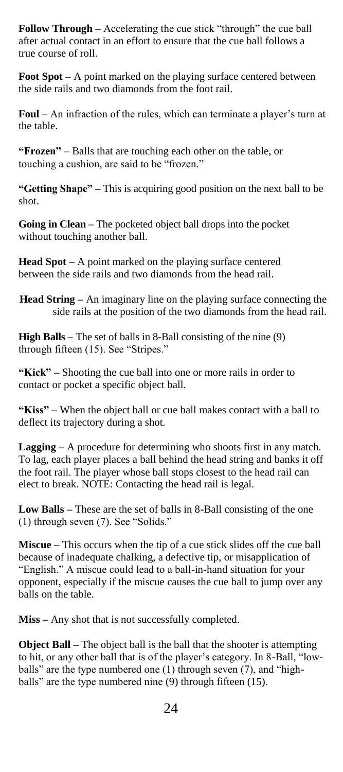**Follow Through –** Accelerating the cue stick "through" the cue ball after actual contact in an effort to ensure that the cue ball follows a true course of roll.

**Foot Spot –** A point marked on the playing surface centered between the side rails and two diamonds from the foot rail.

**Foul –** An infraction of the rules, which can terminate a player's turn at the table.

**"Frozen" –** Balls that are touching each other on the table, or touching a cushion, are said to be "frozen."

**"Getting Shape" –** This is acquiring good position on the next ball to be shot.

**Going in Clean –** The pocketed object ball drops into the pocket without touching another ball.

**Head Spot –** A point marked on the playing surface centered between the side rails and two diamonds from the head rail.

**Head String –** An imaginary line on the playing surface connecting the side rails at the position of the two diamonds from the head rail.

**High Balls –** The set of balls in 8-Ball consisting of the nine (9) through fifteen (15). See "Stripes."

**"Kick" –** Shooting the cue ball into one or more rails in order to contact or pocket a specific object ball.

**"Kiss" –** When the object ball or cue ball makes contact with a ball to deflect its trajectory during a shot.

**Lagging –** A procedure for determining who shoots first in any match. To lag, each player places a ball behind the head string and banks it off the foot rail. The player whose ball stops closest to the head rail can elect to break. NOTE: Contacting the head rail is legal.

**Low Balls –** These are the set of balls in 8-Ball consisting of the one (1) through seven (7). See "Solids."

**Miscue –** This occurs when the tip of a cue stick slides off the cue ball because of inadequate chalking, a defective tip, or misapplication of "English." A miscue could lead to a ball-in-hand situation for your opponent, especially if the miscue causes the cue ball to jump over any balls on the table.

**Miss –** Any shot that is not successfully completed.

**Object Ball –** The object ball is the ball that the shooter is attempting to hit, or any other ball that is of the player's category. In 8-Ball, "low-balls" are the type numbered one (1) through seven (7), and "high-balls" are the type numbered nine (9) through fifteen (15).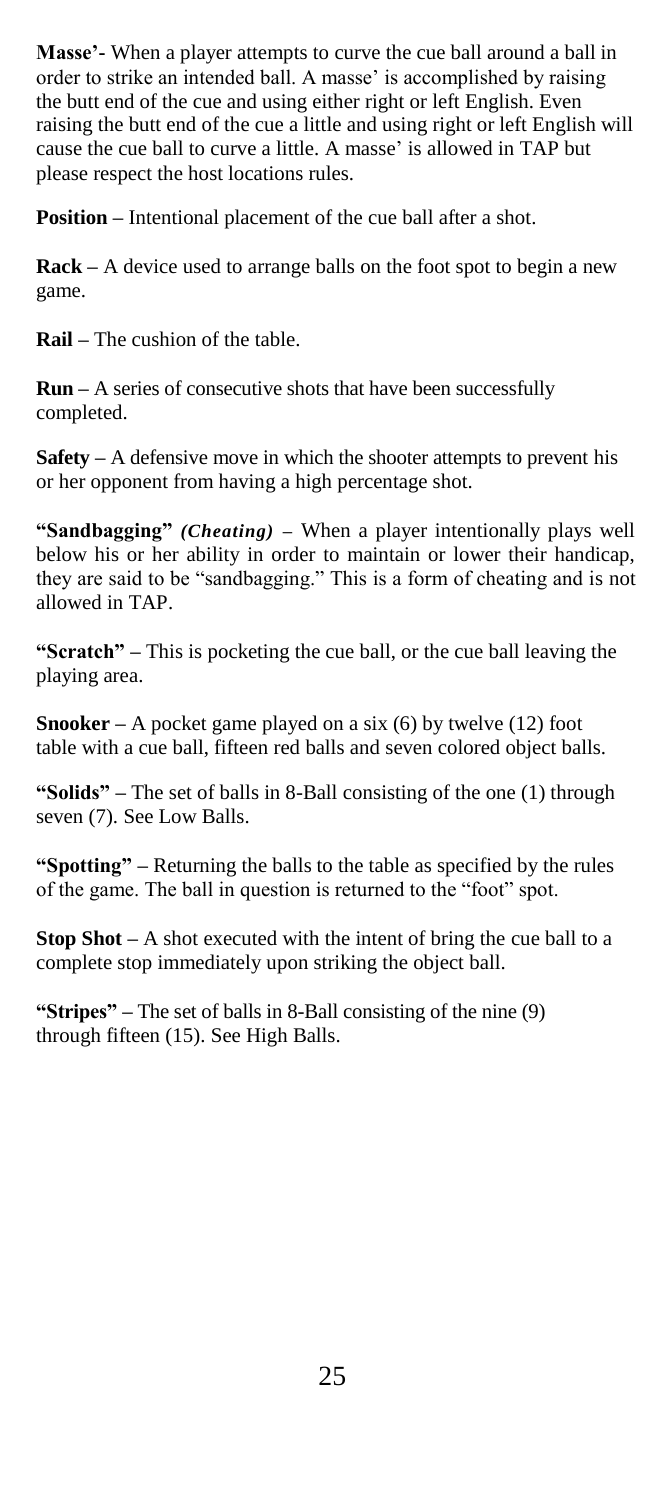**Masse'-** When a player attempts to curve the cue ball around a ball in order to strike an intended ball. A masse' is accomplished by raising the butt end of the cue and using either right or left English. Even raising the butt end of the cue a little and using right or left English will cause the cue ball to curve a little. A masse' is allowed in TAP but please respect the host locations rules.

**Position** – Intentional placement of the cue ball after a shot.

**Rack** – A device used to arrange balls on the foot spot to begin a new game.

**Rail** – The cushion of the table.

**Run** – A series of consecutive shots that have been successfully completed.

**Safety** – A defensive move in which the shooter attempts to prevent his or her opponent from having a high percentage shot.

**"Sandbagging"** ***(Cheating)*** – When a player intentionally plays well below his or her ability in order to maintain or lower their handicap, they are said to be "sandbagging." This is a form of cheating and is not allowed in TAP.

**"Scratch"** – This is pocketing the cue ball, or the cue ball leaving the playing area.

**Snooker** – A pocket game played on a six (6) by twelve (12) foot table with a cue ball, fifteen red balls and seven colored object balls.

**"Solids"** – The set of balls in 8-Ball consisting of the one (1) through seven (7). See Low Balls.

**"Spotting"** – Returning the balls to the table as specified by the rules of the game. The ball in question is returned to the "foot" spot.

**Stop Shot** – A shot executed with the intent of bring the cue ball to a complete stop immediately upon striking the object ball.

**"Stripes"** – The set of balls in 8-Ball consisting of the nine (9) through fifteen (15). See High Balls.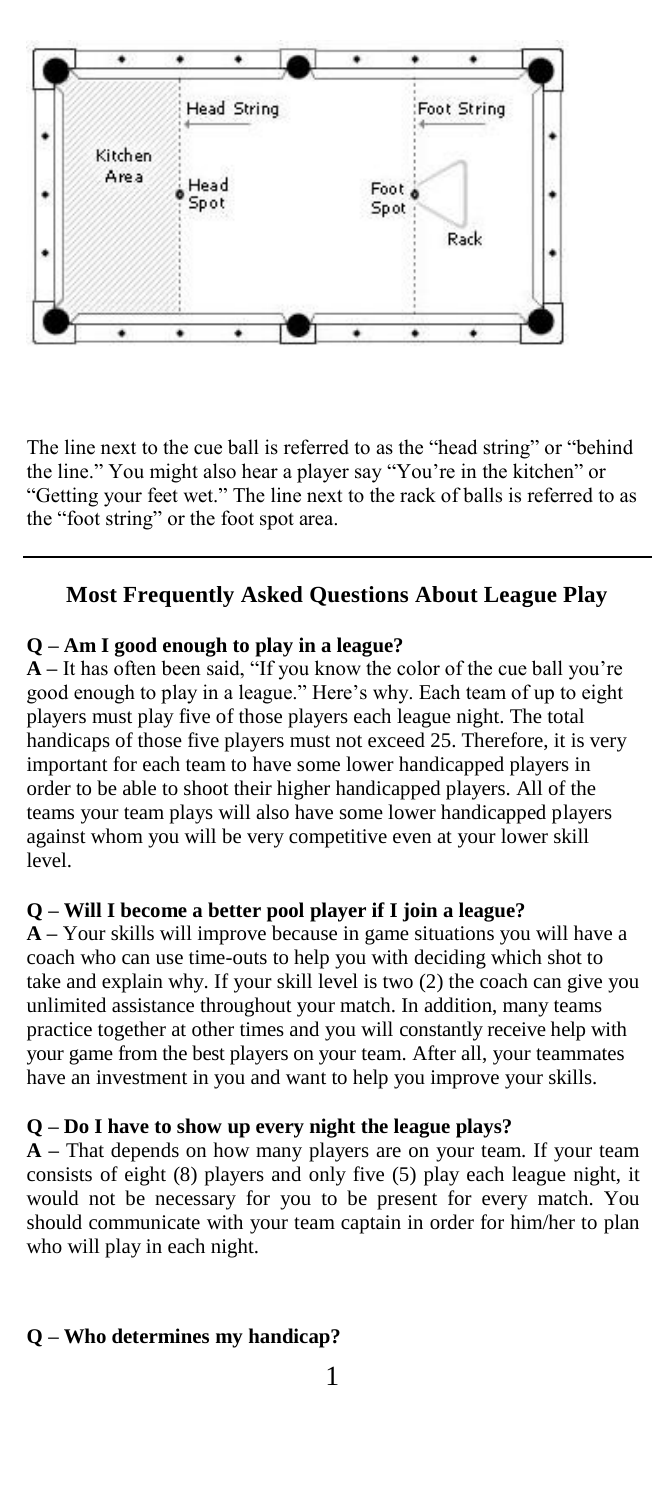The line next to the cue ball is referred to as the "head string" or "behind the line." You might also hear a player say "You're in the kitchen" or "Getting your feet wet." The line next to the rack of balls is referred to as the "foot string" or the foot spot area.

---

### Most Frequently Asked Questions About League Play

**Q – Am I good enough to play in a league?**
**A –** It has often been said, "If you know the color of the cue ball you're good enough to play in a league." Here's why. Each team of up to eight players must play five of those players each league night. The total handicaps of those five players must not exceed 25. Therefore, it is very important for each team to have some lower handicapped players in order to be able to shoot their higher handicapped players. All of the teams your team plays will also have some lower handicapped players against whom you will be very competitive even at your lower skill level.

**Q – Will I become a better pool player if I join a league?**
**A –** Your skills will improve because in game situations you will have a coach who can use time-outs to help you with deciding which shot to take and explain why. If your skill level is two (2) the coach can give you unlimited assistance throughout your match. In addition, many teams practice together at other times and you will constantly receive help with your game from the best players on your team. After all, your teammates have an investment in you and want to help you improve your skills.

**Q – Do I have to show up every night the league plays?**
**A –** That depends on how many players are on your team. If your team consists of eight (8) players and only five (5) play each league night, it would not be necessary for you to be present for every match. You should communicate with your team captain in order for him/her to plan who will play in each night.

**Q – Who determines my handicap?**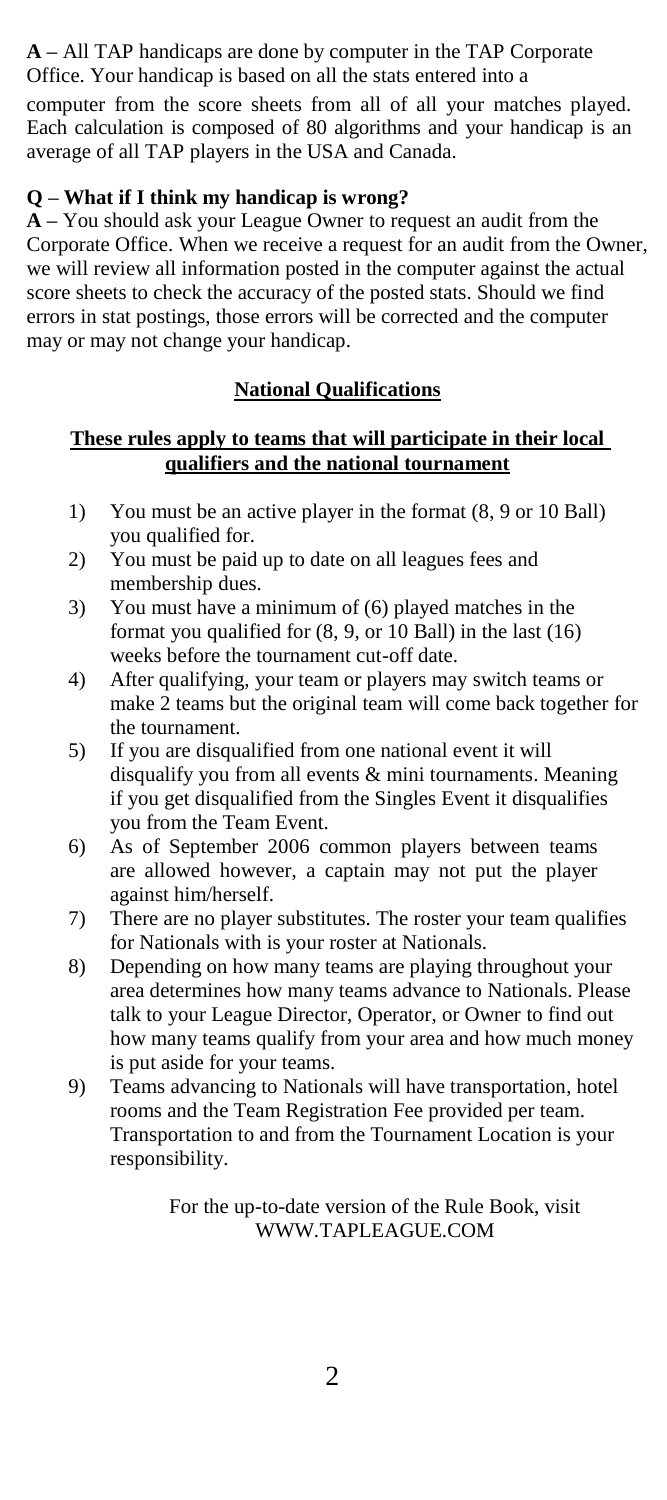**A** – All TAP handicaps are done by computer in the TAP Corporate Office. Your handicap is based on all the stats entered into a computer from the score sheets from all of all your matches played. Each calculation is composed of 80 algorithms and your handicap is an average of all TAP players in the USA and Canada.

**Q – What if I think my handicap is wrong?**

**A** – You should ask your League Owner to request an audit from the Corporate Office. When we receive a request for an audit from the Owner, we will review all information posted in the computer against the actual score sheets to check the accuracy of the posted stats. Should we find errors in stat postings, those errors will be corrected and the computer may or may not change your handicap.

## National Qualifications

**These rules apply to teams that will participate in their local qualifiers and the national tournament**

1) You must be an active player in the format (8, 9 or 10 Ball) you qualified for.
2) You must be paid up to date on all leagues fees and membership dues.
3) You must have a minimum of (6) played matches in the format you qualified for (8, 9, or 10 Ball) in the last (16) weeks before the tournament cut-off date.
4) After qualifying, your team or players may switch teams or make 2 teams but the original team will come back together for the tournament.
5) If you are disqualified from one national event it will disqualify you from all events & mini tournaments. Meaning if you get disqualified from the Singles Event it disqualifies you from the Team Event.
6) As of September 2006 common players between teams are allowed however, a captain may not put the player against him/herself.
7) There are no player substitutes. The roster your team qualifies for Nationals with is your roster at Nationals.
8) Depending on how many teams are playing throughout your area determines how many teams advance to Nationals. Please talk to your League Director, Operator, or Owner to find out how many teams qualify from your area and how much money is put aside for your teams.
9) Teams advancing to Nationals will have transportation, hotel rooms and the Team Registration Fee provided per team. Transportation to and from the Tournament Location is your responsibility.

For the up-to-date version of the Rule Book, visit WWW.TAPLEAGUE.COM